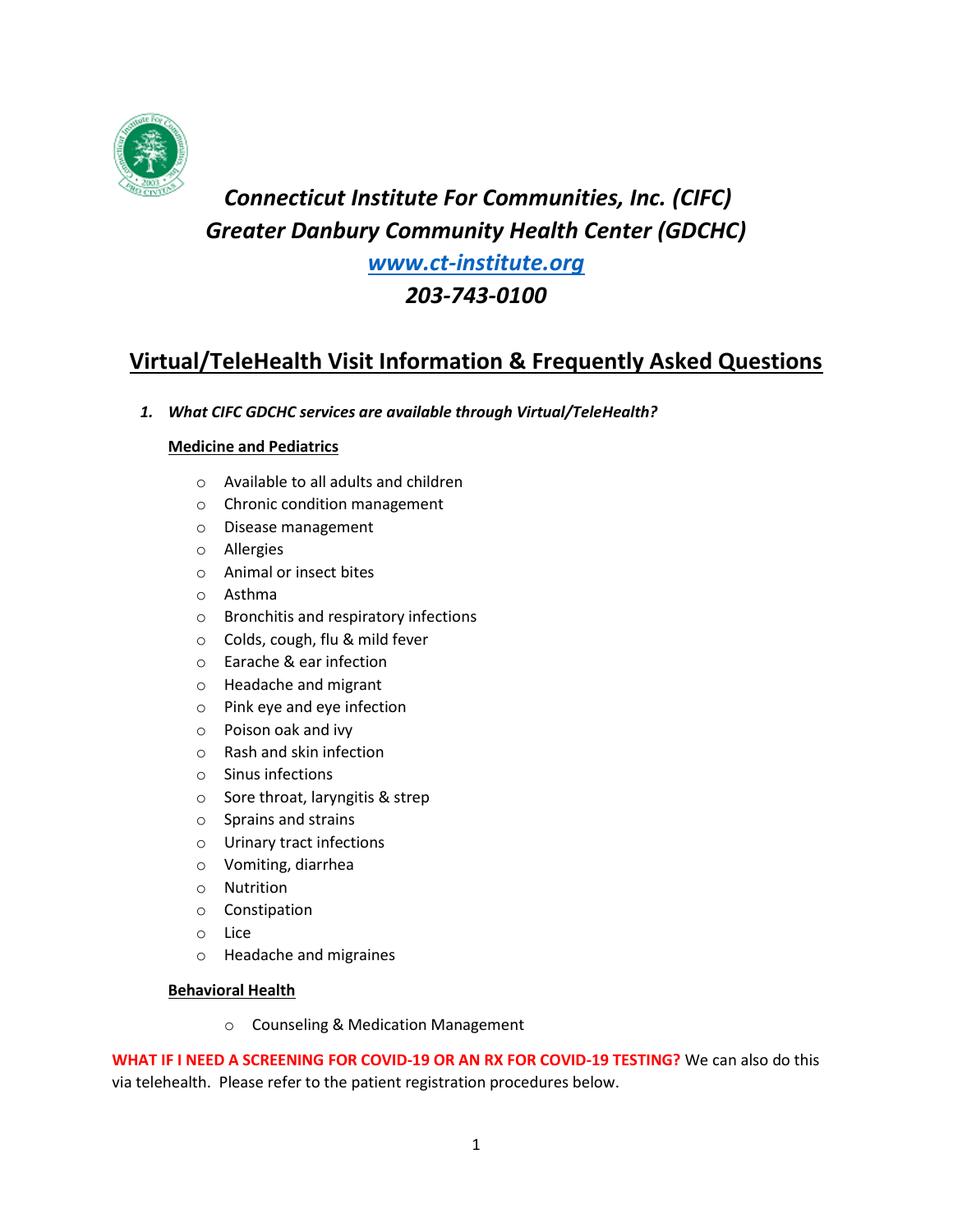# *Connecticut Institute For Communities, Inc. (CIFC)*
# *Greater Danbury Community Health Center (GDCHC)*

***www.ct-institute.org***

***203-743-0100***

## Virtual/TeleHealth Visit Information & Frequently Asked Questions

1. ***What CIFC GDCHC services are available through Virtual/TeleHealth?***

**Medicine and Pediatrics**

- Available to all adults and children
- Chronic condition management
- Disease management
- Allergies
- Animal or insect bites
- Asthma
- Bronchitis and respiratory infections
- Colds, cough, flu & mild fever
- Earache & ear infection
- Headache and migrant
- Pink eye and eye infection
- Poison oak and ivy
- Rash and skin infection
- Sinus infections
- Sore throat, laryngitis & strep
- Sprains and strains
- Urinary tract infections
- Vomiting, diarrhea
- Nutrition
- Constipation
- Lice
- Headache and migraines

**Behavioral Health**

- Counseling & Medication Management

**WHAT IF I NEED A SCREENING FOR COVID-19 OR AN RX FOR COVID-19 TESTING?** We can also do this via telehealth. Please refer to the patient registration procedures below.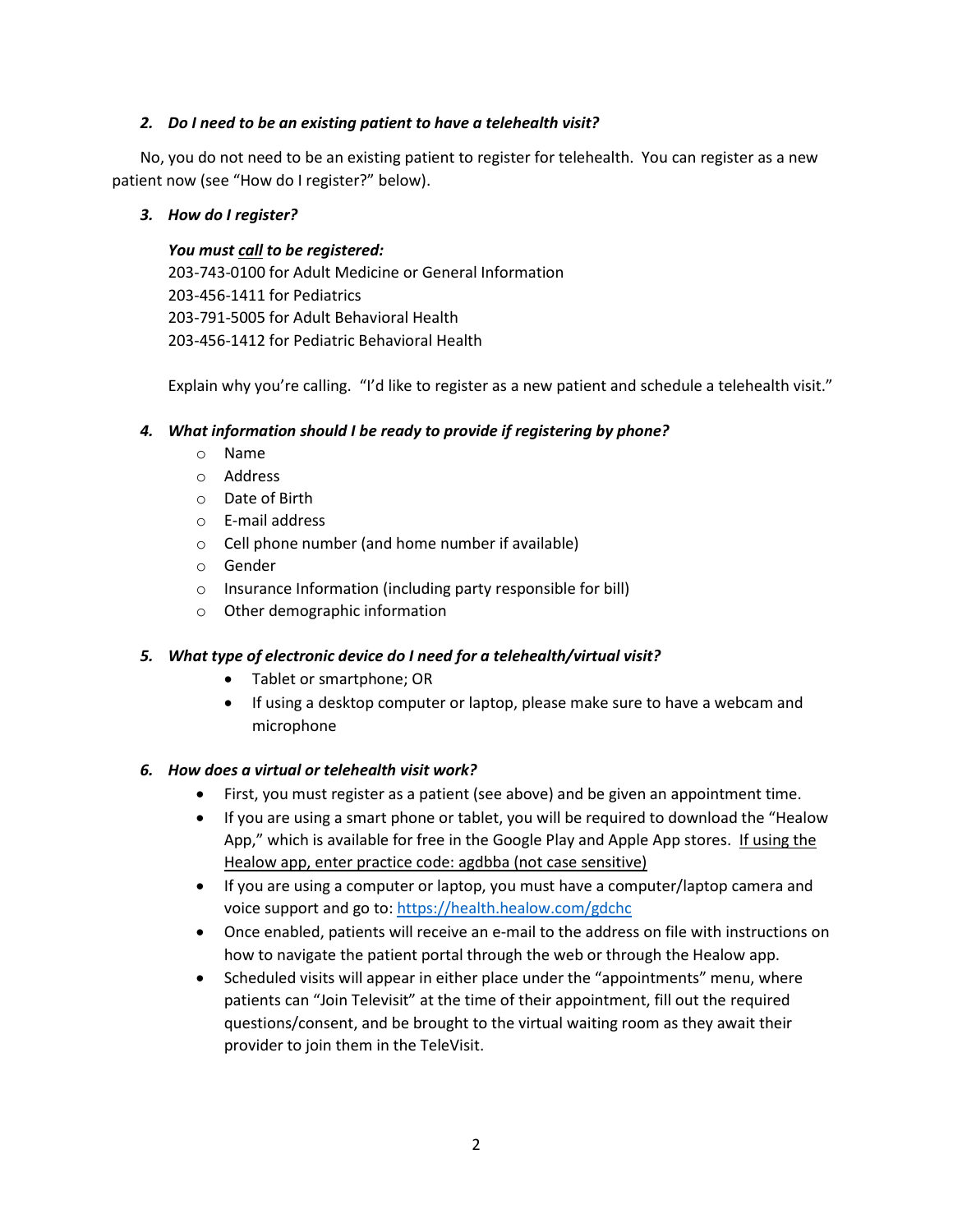### 2. *Do I need to be an existing patient to have a telehealth visit?*

No, you do not need to be an existing patient to register for telehealth. You can register as a new patient now (see "How do I register?" below).

### 3. *How do I register?*

***You must <u>call</u> to be registered:***
203-743-0100 for Adult Medicine or General Information
203-456-1411 for Pediatrics
203-791-5005 for Adult Behavioral Health
203-456-1412 for Pediatric Behavioral Health

Explain why you're calling. "I'd like to register as a new patient and schedule a telehealth visit."

### 4. *What information should I be ready to provide if registering by phone?*

- Name
- Address
- Date of Birth
- E-mail address
- Cell phone number (and home number if available)
- Gender
- Insurance Information (including party responsible for bill)
- Other demographic information

### 5. *What type of electronic device do I need for a telehealth/virtual visit?*

- Tablet or smartphone; OR
- If using a desktop computer or laptop, please make sure to have a webcam and microphone

### 6. *How does a virtual or telehealth visit work?*

- First, you must register as a patient (see above) and be given an appointment time.
- If you are using a smart phone or tablet, you will be required to download the "Healow App," which is available for free in the Google Play and Apple App stores. <u>If using the Healow app, enter practice code: agdbba (not case sensitive)</u>
- If you are using a computer or laptop, you must have a computer/laptop camera and voice support and go to: https://health.healow.com/gdchc
- Once enabled, patients will receive an e-mail to the address on file with instructions on how to navigate the patient portal through the web or through the Healow app.
- Scheduled visits will appear in either place under the "appointments" menu, where patients can "Join Televisit" at the time of their appointment, fill out the required questions/consent, and be brought to the virtual waiting room as they await their provider to join them in the TeleVisit.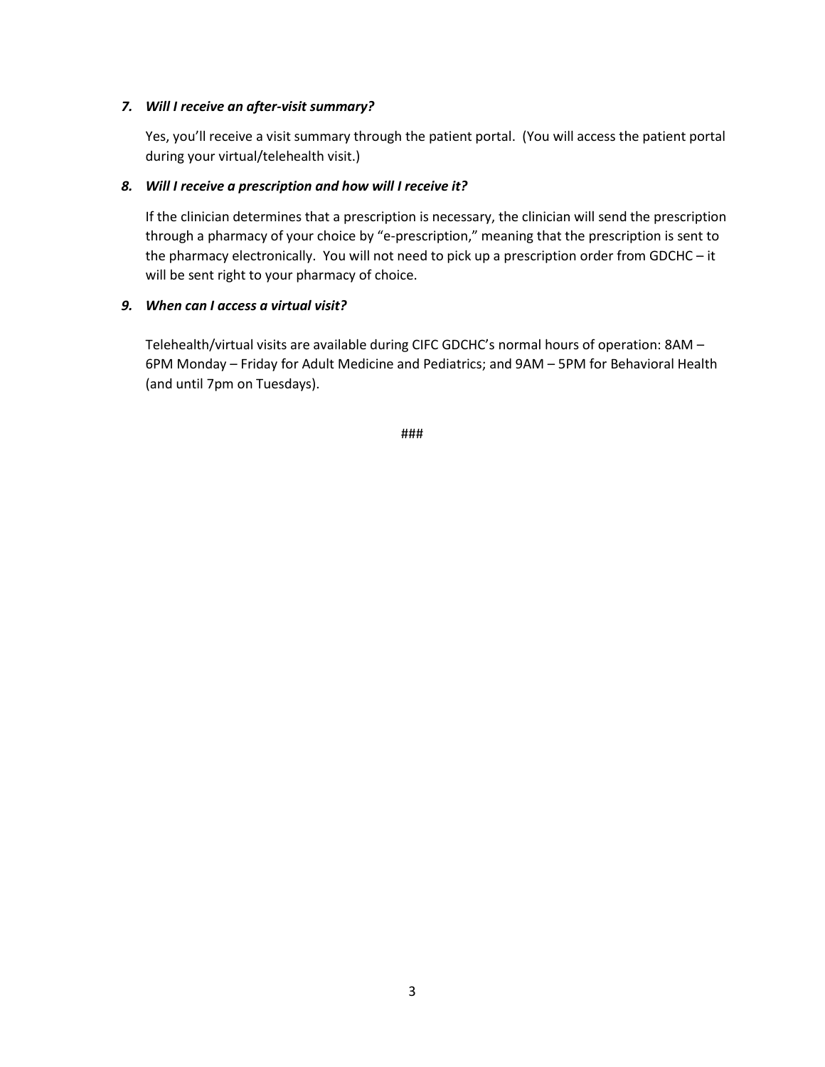7. ***Will I receive an after-visit summary?***

   Yes, you'll receive a visit summary through the patient portal. (You will access the patient portal during your virtual/telehealth visit.)

8. ***Will I receive a prescription and how will I receive it?***

   If the clinician determines that a prescription is necessary, the clinician will send the prescription through a pharmacy of your choice by "e-prescription," meaning that the prescription is sent to the pharmacy electronically. You will not need to pick up a prescription order from GDCHC – it will be sent right to your pharmacy of choice.

9. ***When can I access a virtual visit?***

   Telehealth/virtual visits are available during CIFC GDCHC's normal hours of operation: 8AM – 6PM Monday – Friday for Adult Medicine and Pediatrics; and 9AM – 5PM for Behavioral Health (and until 7pm on Tuesdays).

###